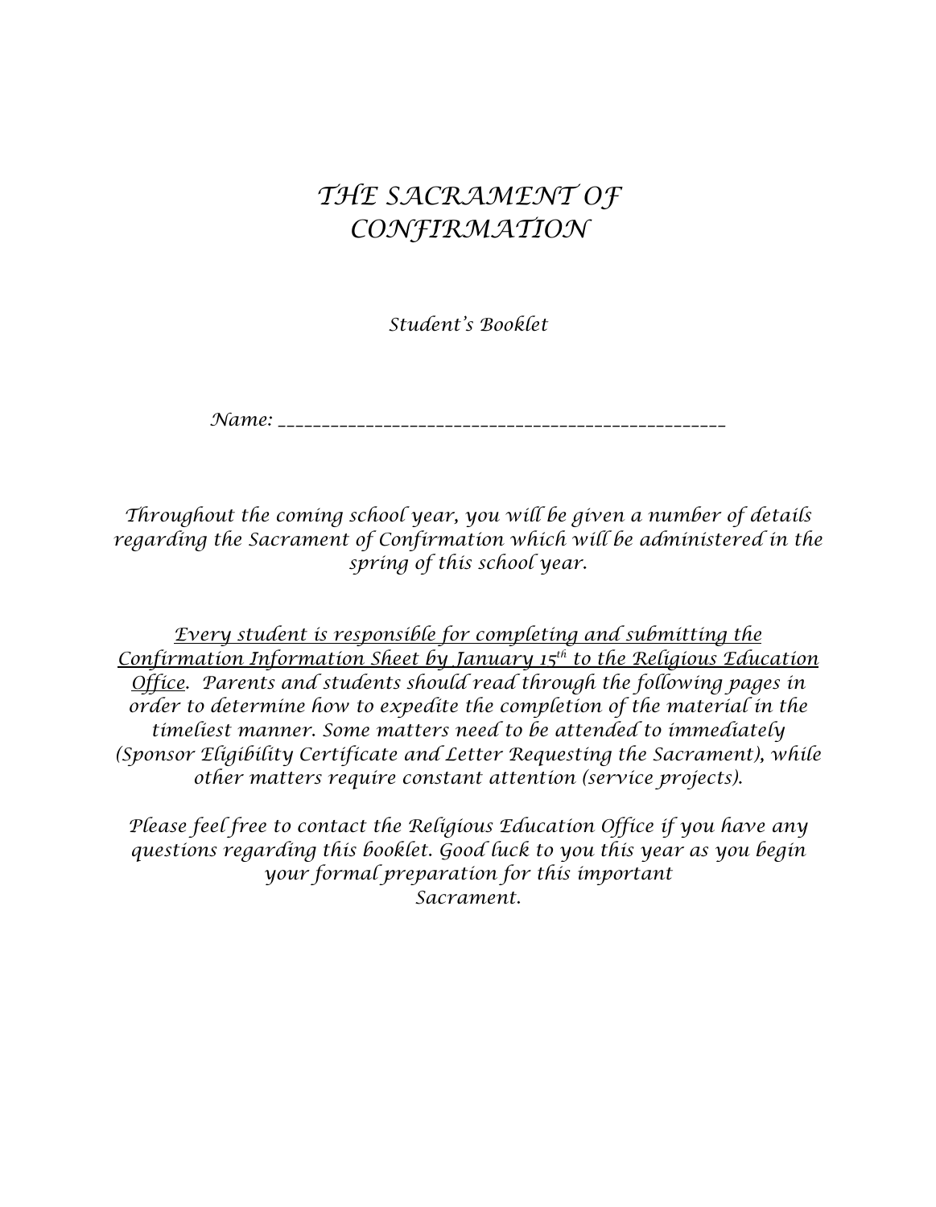# *THE SACRAMENT OF CONFIRMATION*

*Student's Booklet*

*Name: ___________________________________________________*

*Throughout the coming school year, you will be given a number of details regarding the Sacrament of Confirmation which will be administered in the spring of this school year.*

*<u>Every student is responsible for completing and submitting the Confirmation Information Sheet by January 15th to the Religious Education Office</u>. Parents and students should read through the following pages in order to determine how to expedite the completion of the material in the timeliest manner. Some matters need to be attended to immediately (Sponsor Eligibility Certificate and Letter Requesting the Sacrament), while other matters require constant attention (service projects).*

*Please feel free to contact the Religious Education Office if you have any questions regarding this booklet. Good luck to you this year as you begin your formal preparation for this important Sacrament.*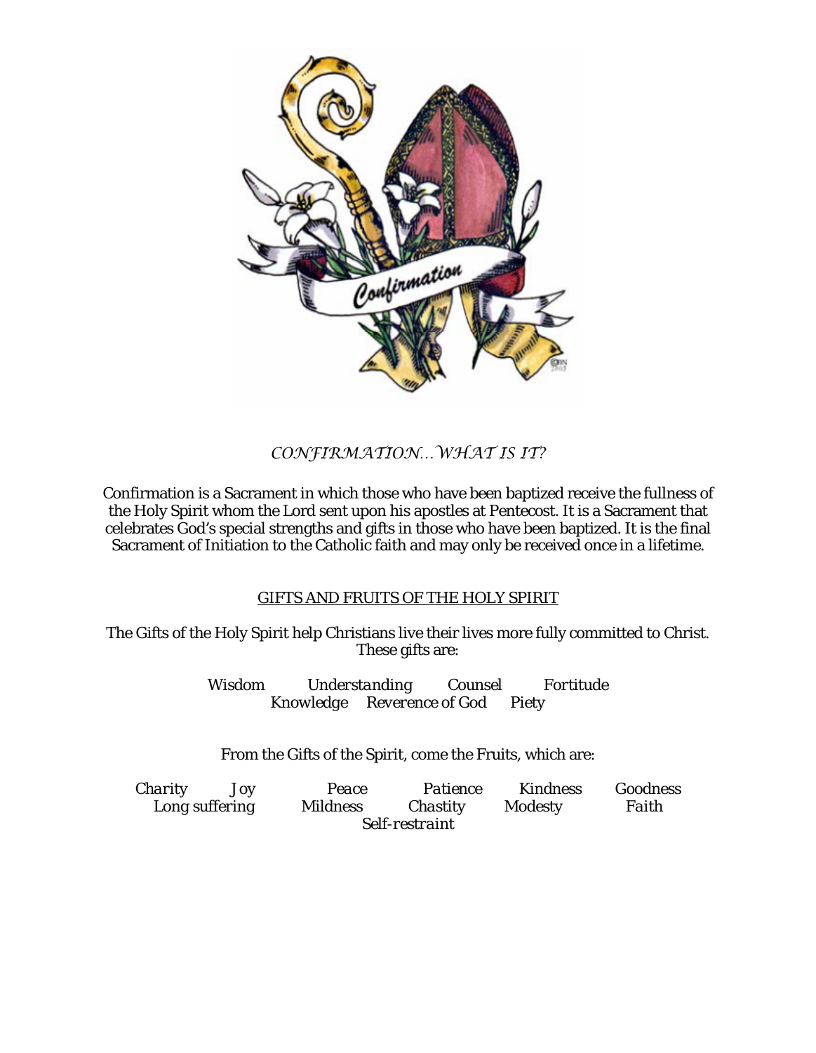## *CONFIRMATION…WHAT IS IT?*

Confirmation is a Sacrament in which those who have been baptized receive the fullness of the Holy Spirit whom the Lord sent upon his apostles at Pentecost. It is a Sacrament that celebrates God's special strengths and gifts in those who have been baptized. It is the final Sacrament of Initiation to the Catholic faith and may only be received once in a lifetime.

### GIFTS AND FRUITS OF THE HOLY SPIRIT

The Gifts of the Holy Spirit help Christians live their lives more fully committed to Christ. These gifts are:

*Wisdom* *Understanding* *Counsel* *Fortitude*
*Knowledge* *Reverence of God* *Piety*

From the Gifts of the Spirit, come the Fruits, which are:

*Charity* *Joy* *Peace* *Patience* *Kindness* *Goodness*
*Long suffering* *Mildness* *Chastity* *Modesty* *Faith*
*Self-restraint*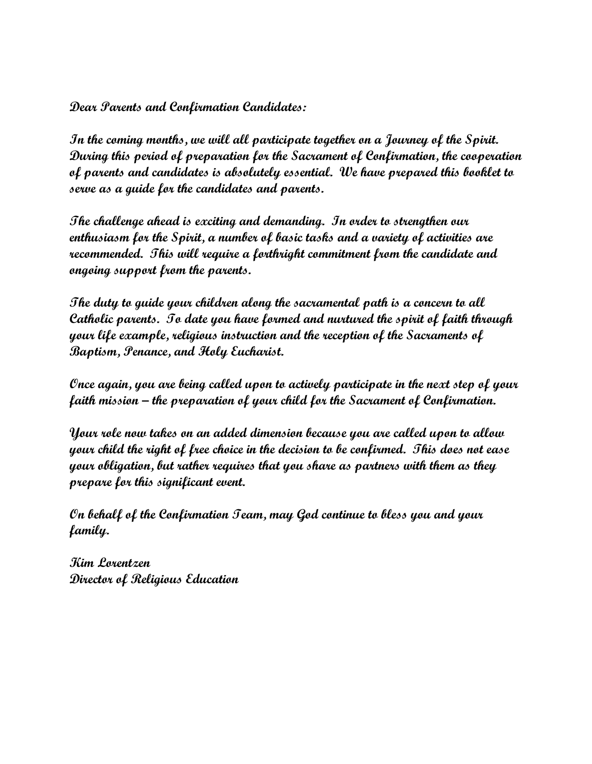Dear Parents and Confirmation Candidates:

In the coming months, we will all participate together on a Journey of the Spirit. During this period of preparation for the Sacrament of Confirmation, the cooperation of parents and candidates is absolutely essential. We have prepared this booklet to serve as a guide for the candidates and parents.

The challenge ahead is exciting and demanding. In order to strengthen our enthusiasm for the Spirit, a number of basic tasks and a variety of activities are recommended. This will require a forthright commitment from the candidate and ongoing support from the parents.

The duty to guide your children along the sacramental path is a concern to all Catholic parents. To date you have formed and nurtured the spirit of faith through your life example, religious instruction and the reception of the Sacraments of Baptism, Penance, and Holy Eucharist.

Once again, you are being called upon to actively participate in the next step of your faith mission – the preparation of your child for the Sacrament of Confirmation.

Your role now takes on an added dimension because you are called upon to allow your child the right of free choice in the decision to be confirmed. This does not ease your obligation, but rather requires that you share as partners with them as they prepare for this significant event.

On behalf of the Confirmation Team, may God continue to bless you and your family.

Kim Lorentzen
Director of Religious Education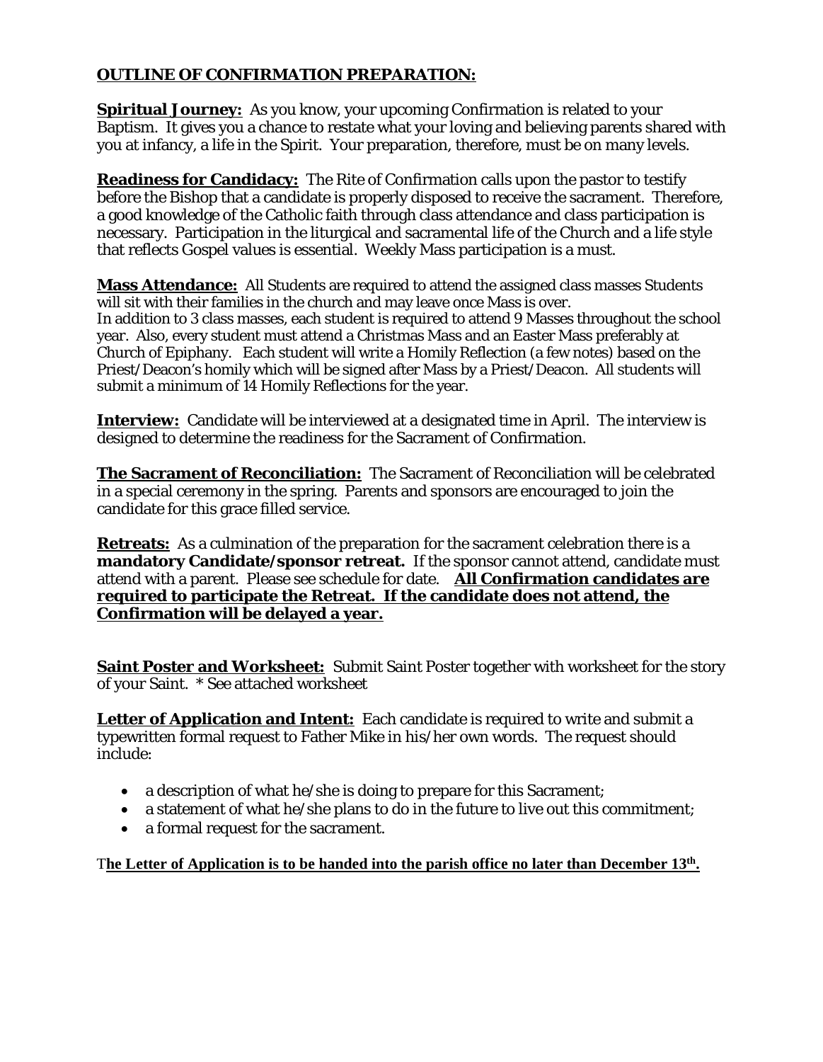## OUTLINE OF CONFIRMATION PREPARATION:

**Spiritual Journey:** As you know, your upcoming Confirmation is related to your Baptism. It gives you a chance to restate what your loving and believing parents shared with you at infancy, a life in the Spirit. Your preparation, therefore, must be on many levels.

**Readiness for Candidacy:** The Rite of Confirmation calls upon the pastor to testify before the Bishop that a candidate is properly disposed to receive the sacrament. Therefore, a good knowledge of the Catholic faith through class attendance and class participation is necessary. Participation in the liturgical and sacramental life of the Church and a life style that reflects Gospel values is essential. Weekly Mass participation is a must.

**Mass Attendance:** All Students are required to attend the assigned class masses Students will sit with their families in the church and may leave once Mass is over.
In addition to 3 class masses, each student is required to attend 9 Masses throughout the school year. Also, every student must attend a Christmas Mass and an Easter Mass preferably at Church of Epiphany. Each student will write a Homily Reflection (a few notes) based on the Priest/Deacon's homily which will be signed after Mass by a Priest/Deacon. All students will submit a minimum of 14 Homily Reflections for the year.

**Interview:** Candidate will be interviewed at a designated time in April. The interview is designed to determine the readiness for the Sacrament of Confirmation.

**The Sacrament of Reconciliation:** The Sacrament of Reconciliation will be celebrated in a special ceremony in the spring. Parents and sponsors are encouraged to join the candidate for this grace filled service.

**Retreats:** As a culmination of the preparation for the sacrament celebration there is a **mandatory Candidate/sponsor retreat.** If the sponsor cannot attend, candidate must attend with a parent. Please see schedule for date. **All Confirmation candidates are required to participate the Retreat. If the candidate does not attend, the Confirmation will be delayed a year.**

**Saint Poster and Worksheet:** Submit Saint Poster together with worksheet for the story of your Saint. * See attached worksheet

**Letter of Application and Intent:** Each candidate is required to write and submit a typewritten formal request to Father Mike in his/her own words. The request should include:

- a description of what he/she is doing to prepare for this Sacrament;
- a statement of what he/she plans to do in the future to live out this commitment;
- a formal request for the sacrament.

T**he Letter of Application is to be handed into the parish office no later than December 13th.**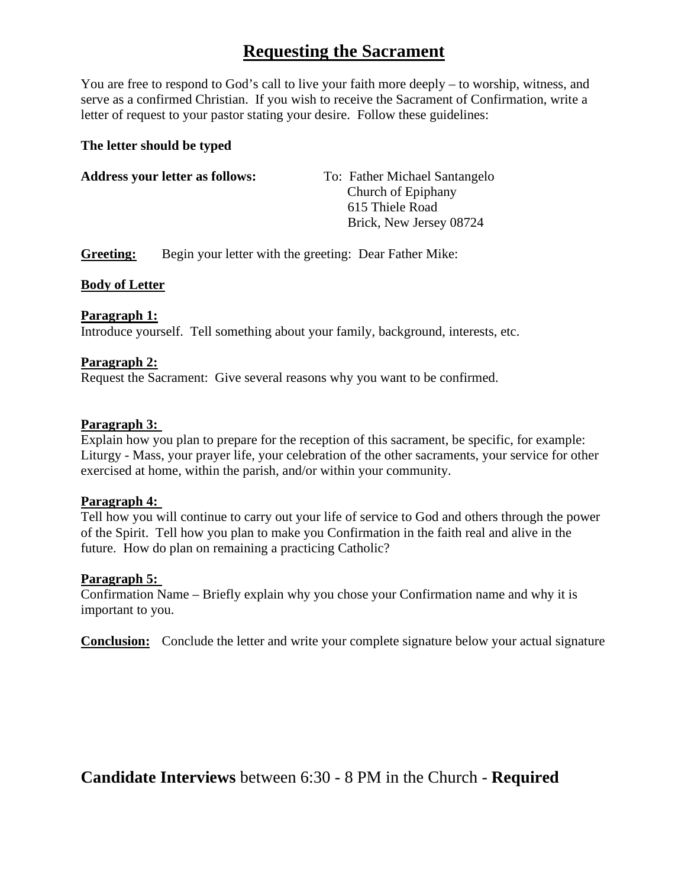# Requesting the Sacrament

You are free to respond to God's call to live your faith more deeply – to worship, witness, and serve as a confirmed Christian. If you wish to receive the Sacrament of Confirmation, write a letter of request to your pastor stating your desire. Follow these guidelines:

**The letter should be typed**

**Address your letter as follows:**

To: Father Michael Santangelo
Church of Epiphany
615 Thiele Road
Brick, New Jersey 08724

**Greeting:** Begin your letter with the greeting: Dear Father Mike:

**Body of Letter**

**Paragraph 1:**
Introduce yourself. Tell something about your family, background, interests, etc.

**Paragraph 2:**
Request the Sacrament: Give several reasons why you want to be confirmed.

**Paragraph 3:**
Explain how you plan to prepare for the reception of this sacrament, be specific, for example: Liturgy - Mass, your prayer life, your celebration of the other sacraments, your service for other exercised at home, within the parish, and/or within your community.

**Paragraph 4:**
Tell how you will continue to carry out your life of service to God and others through the power of the Spirit. Tell how you plan to make you Confirmation in the faith real and alive in the future. How do plan on remaining a practicing Catholic?

**Paragraph 5:**
Confirmation Name – Briefly explain why you chose your Confirmation name and why it is important to you.

**Conclusion:** Conclude the letter and write your complete signature below your actual signature

## **Candidate Interviews** between 6:30 - 8 PM in the Church - **Required**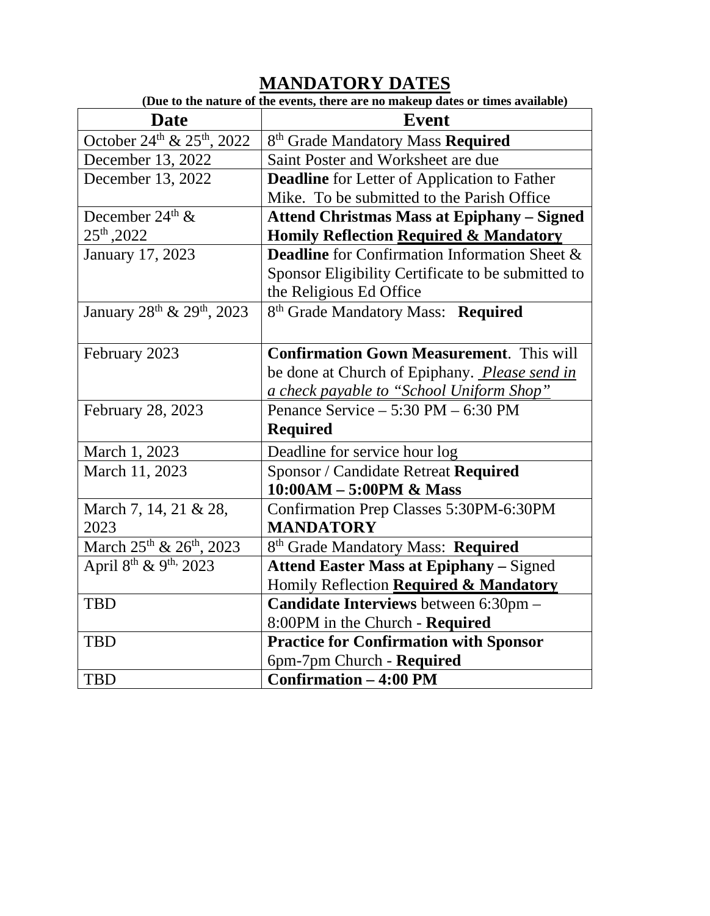# MANDATORY DATES

**(Due to the nature of the events, there are no makeup dates or times available)**

| Date | Event |
|---|---|
| October 24th & 25th, 2022 | 8th Grade Mandatory Mass **Required** |
| December 13, 2022 | Saint Poster and Worksheet are due |
| December 13, 2022 | **Deadline** for Letter of Application to Father Mike. To be submitted to the Parish Office |
| December 24th & 25th ,2022 | **Attend Christmas Mass at Epiphany – Signed Homily Reflection <u>Required & Mandatory</u>** |
| January 17, 2023 | **Deadline** for Confirmation Information Sheet & Sponsor Eligibility Certificate to be submitted to the Religious Ed Office |
| January 28th & 29th, 2023 | 8th Grade Mandatory Mass: **Required** |
| February 2023 | **Confirmation Gown Measurement**. This will be done at Church of Epiphany. *<u>Please send in a check payable to "School Uniform Shop"</u>* |
| February 28, 2023 | Penance Service – 5:30 PM – 6:30 PM **Required** |
| March 1, 2023 | Deadline for service hour log |
| March 11, 2023 | Sponsor / Candidate Retreat **Required 10:00AM – 5:00PM & Mass** |
| March 7, 14, 21 & 28, 2023 | Confirmation Prep Classes 5:30PM-6:30PM **MANDATORY** |
| March 25th & 26th, 2023 | 8th Grade Mandatory Mass: **Required** |
| April 8th & 9th, 2023 | **Attend Easter Mass at Epiphany –** Signed Homily Reflection **<u>Required & Mandatory</u>** |
| TBD | **Candidate Interviews** between 6:30pm – 8:00PM in the Church - **Required** |
| TBD | **Practice for Confirmation with Sponsor** 6pm-7pm Church - **Required** |
| TBD | **Confirmation – 4:00 PM** |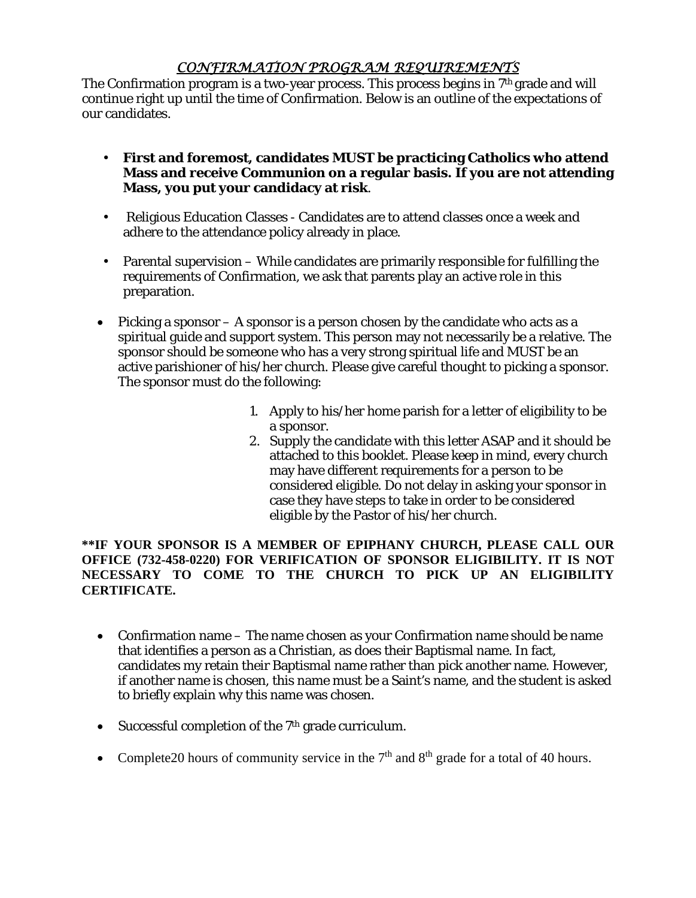# *CONFIRMATION PROGRAM REQUIREMENTS*

The Confirmation program is a two-year process. This process begins in 7th grade and will continue right up until the time of Confirmation. Below is an outline of the expectations of our candidates.

- **First and foremost, candidates MUST be practicing Catholics who attend Mass and receive Communion on a regular basis. If you are not attending Mass, you put your candidacy at risk**.
- Religious Education Classes - Candidates are to attend classes once a week and adhere to the attendance policy already in place.
- Parental supervision – While candidates are primarily responsible for fulfilling the requirements of Confirmation, we ask that parents play an active role in this preparation.
- Picking a sponsor – A sponsor is a person chosen by the candidate who acts as a spiritual guide and support system. This person may not necessarily be a relative. The sponsor should be someone who has a very strong spiritual life and MUST be an active parishioner of his/her church. Please give careful thought to picking a sponsor. The sponsor must do the following:
  1. Apply to his/her home parish for a letter of eligibility to be a sponsor.
  2. Supply the candidate with this letter ASAP and it should be attached to this booklet. Please keep in mind, every church may have different requirements for a person to be considered eligible. Do not delay in asking your sponsor in case they have steps to take in order to be considered eligible by the Pastor of his/her church.

**\*\*IF YOUR SPONSOR IS A MEMBER OF EPIPHANY CHURCH, PLEASE CALL OUR OFFICE (732-458-0220) FOR VERIFICATION OF SPONSOR ELIGIBILITY. IT IS NOT NECESSARY TO COME TO THE CHURCH TO PICK UP AN ELIGIBILITY CERTIFICATE.**

- Confirmation name – The name chosen as your Confirmation name should be name that identifies a person as a Christian, as does their Baptismal name. In fact, candidates my retain their Baptismal name rather than pick another name. However, if another name is chosen, this name must be a Saint's name, and the student is asked to briefly explain why this name was chosen.
- Successful completion of the 7th grade curriculum.
- Complete20 hours of community service in the 7th and 8th grade for a total of 40 hours.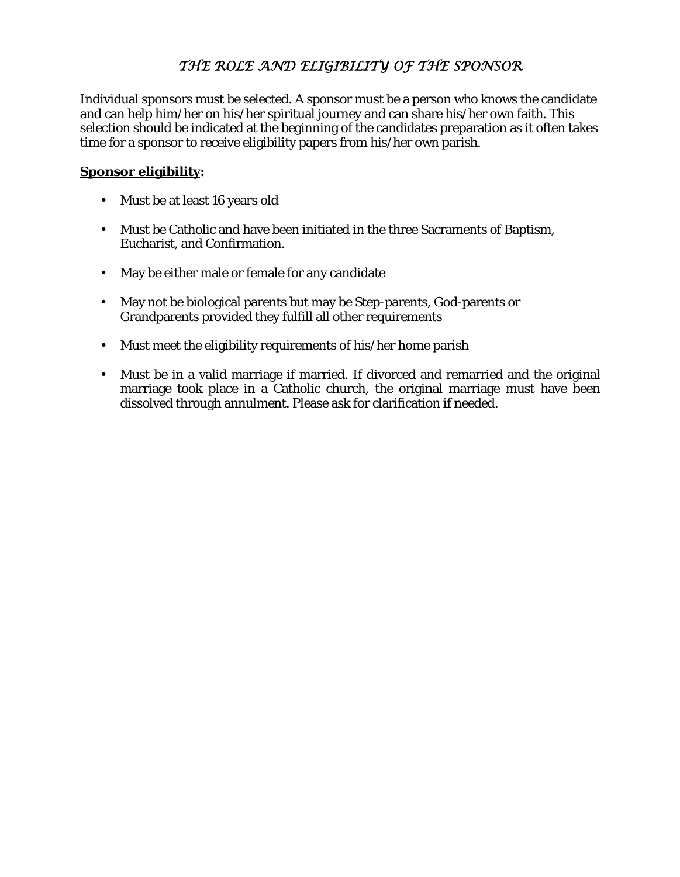# *THE ROLE AND ELIGIBILITY OF THE SPONSOR*

Individual sponsors must be selected. A sponsor must be a person who knows the candidate and can help him/her on his/her spiritual journey and can share his/her own faith. This selection should be indicated at the beginning of the candidates preparation as it often takes time for a sponsor to receive eligibility papers from his/her own parish.

**Sponsor eligibility:**

- Must be at least 16 years old
- Must be Catholic and have been initiated in the three Sacraments of Baptism, Eucharist, and Confirmation.
- May be either male or female for any candidate
- May not be biological parents but may be Step-parents, God-parents or Grandparents provided they fulfill all other requirements
- Must meet the eligibility requirements of his/her home parish
- Must be in a valid marriage if married. If divorced and remarried and the original marriage took place in a Catholic church, the original marriage must have been dissolved through annulment. Please ask for clarification if needed.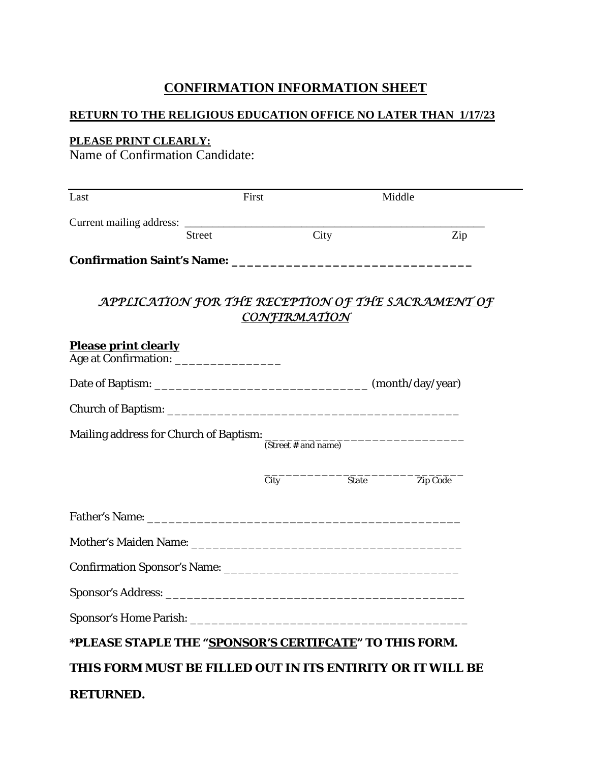# CONFIRMATION INFORMATION SHEET

**RETURN TO THE RELIGIOUS EDUCATION OFFICE NO LATER THAN 1/17/23**

**PLEASE PRINT CLEARLY:**

Name of Confirmation Candidate:

_______________________________________________________________

Last First Middle

Current mailing address: _______________________________________________

Street City Zip

**Confirmation Saint's Name: _______________________________**

## *APPLICATION FOR THE RECEPTION OF THE SACRAMENT OF CONFIRMATION*

**Please print clearly**

Age at Confirmation: _______________

Date of Baptism: _____________________________ (month/day/year)

Church of Baptism: _______________________________________

Mailing address for Church of Baptism: ____________________________

(Street # and name)

____________________________

City State Zip Code

Father's Name: __________________________________________

Mother's Maiden Name: ____________________________________

Confirmation Sponsor's Name: ______________________________

Sponsor's Address: _______________________________________

Sponsor's Home Parish: ____________________________________

**\*PLEASE STAPLE THE "SPONSOR'S CERTIFCATE" TO THIS FORM.**

**THIS FORM MUST BE FILLED OUT IN ITS ENTIRITY OR IT WILL BE RETURNED.**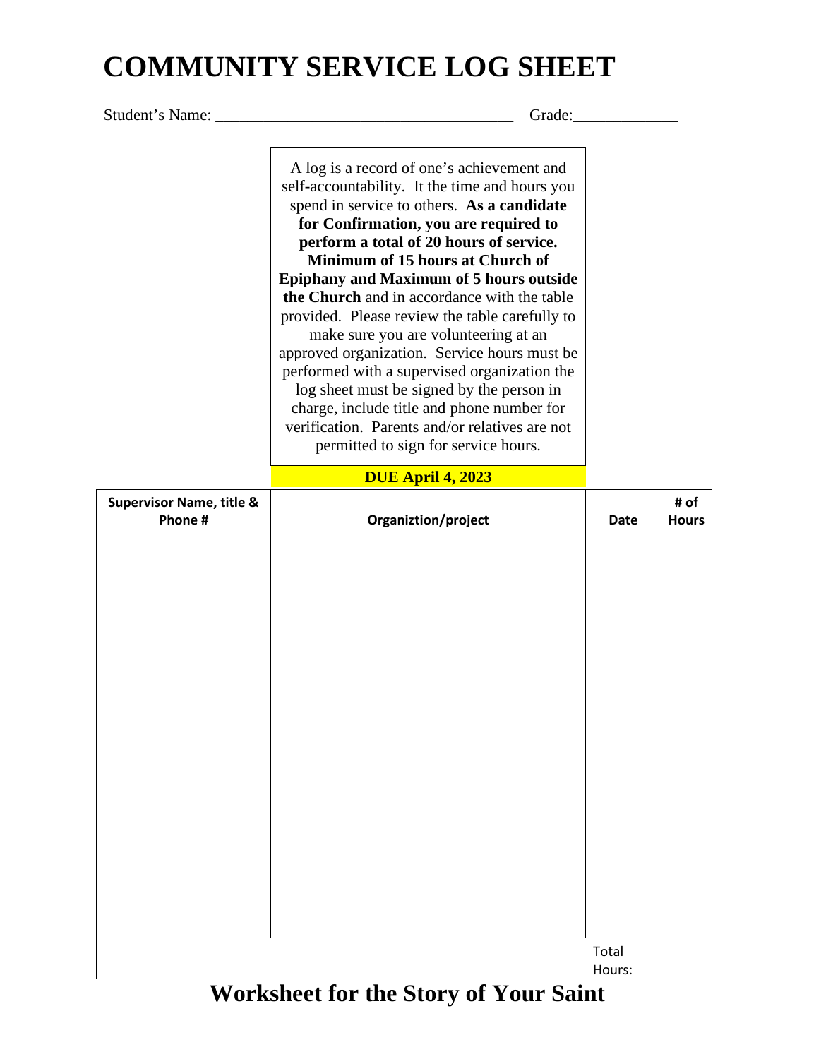# COMMUNITY SERVICE LOG SHEET

Student's Name: ____________________________________ Grade:_____________

A log is a record of one's achievement and self-accountability. It the time and hours you spend in service to others. **As a candidate for Confirmation, you are required to perform a total of 20 hours of service. Minimum of 15 hours at Church of Epiphany and Maximum of 5 hours outside the Church** and in accordance with the table provided. Please review the table carefully to make sure you are volunteering at an approved organization. Service hours must be performed with a supervised organization the log sheet must be signed by the person in charge, include title and phone number for verification. Parents and/or relatives are not permitted to sign for service hours.

**DUE April 4, 2023**

| Supervisor Name, title & Phone # | Organiztion/project | Date | # of Hours |
|---|---|---|---|
| | | | |
| | | | |
| | | | |
| | | | |
| | | | |
| | | | |
| | | | |
| | | | |
| | | | |
| | | | |
| | | Total Hours: | |

# Worksheet for the Story of Your Saint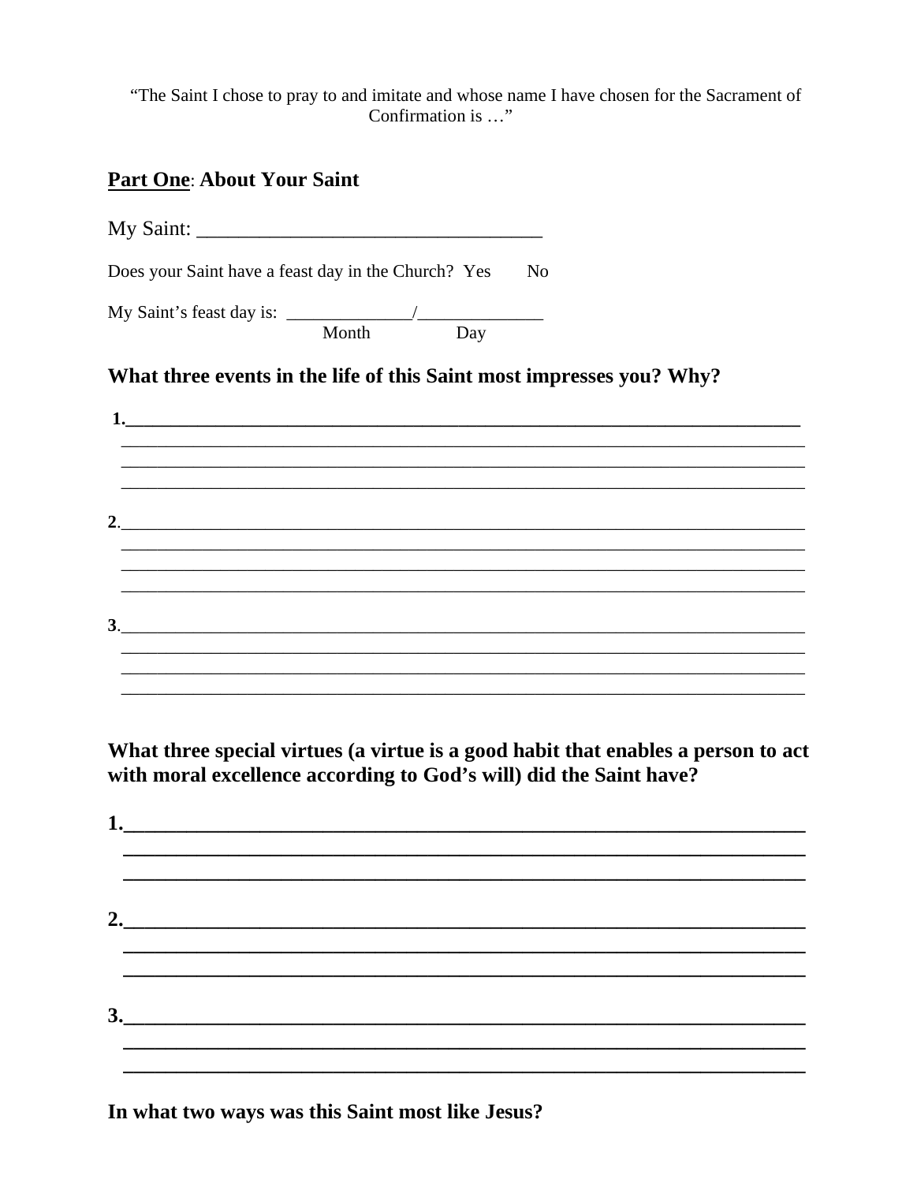"The Saint I chose to pray to and imitate and whose name I have chosen for the Sacrament of Confirmation is …"

## **Part One**: About Your Saint

My Saint: ________________________________

Does your Saint have a feast day in the Church? Yes No

My Saint's feast day is: _____________/_____________
Month Day

### What three events in the life of this Saint most impresses you? Why?

**1.**________________________________________________________________________
________________________________________________________________________
________________________________________________________________________
________________________________________________________________________

**2**.________________________________________________________________________
________________________________________________________________________
________________________________________________________________________
________________________________________________________________________

**3**.________________________________________________________________________
________________________________________________________________________
________________________________________________________________________
________________________________________________________________________

### What three special virtues (a virtue is a good habit that enables a person to act with moral excellence according to God's will) did the Saint have?

**1.**________________________________________________________________________
________________________________________________________________________
________________________________________________________________________

**2.**________________________________________________________________________
________________________________________________________________________
________________________________________________________________________

**3.**________________________________________________________________________
________________________________________________________________________
________________________________________________________________________

### In what two ways was this Saint most like Jesus?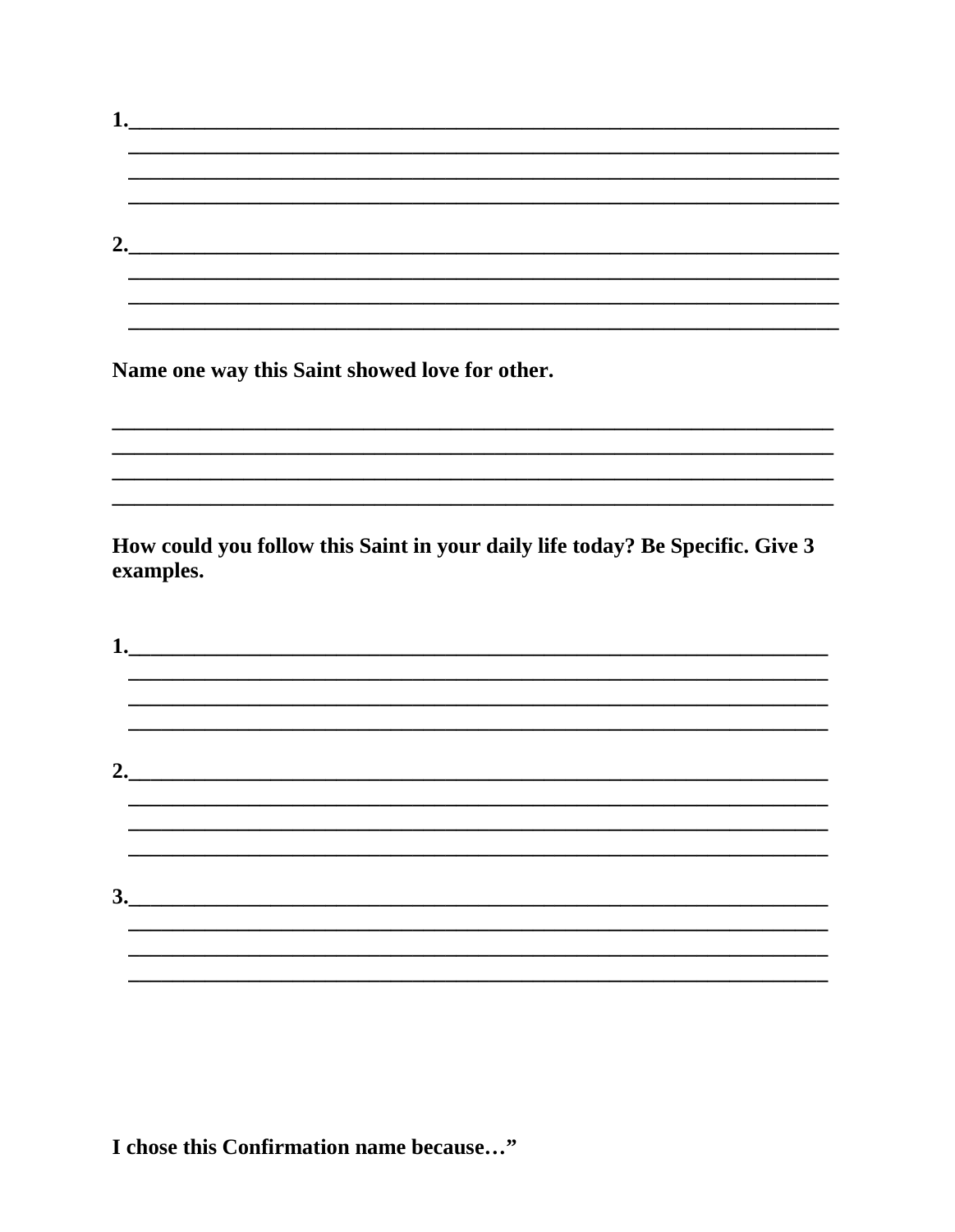1.________________________________________________________________
________________________________________________________________
________________________________________________________________
________________________________________________________________

2.________________________________________________________________
________________________________________________________________
________________________________________________________________
________________________________________________________________

**Name one way this Saint showed love for other.**

________________________________________________________________
________________________________________________________________
________________________________________________________________
________________________________________________________________

**How could you follow this Saint in your daily life today? Be Specific. Give 3 examples.**

1.________________________________________________________________
________________________________________________________________
________________________________________________________________
________________________________________________________________

2.________________________________________________________________
________________________________________________________________
________________________________________________________________
________________________________________________________________

3.________________________________________________________________
________________________________________________________________
________________________________________________________________
________________________________________________________________

**I chose this Confirmation name because…"**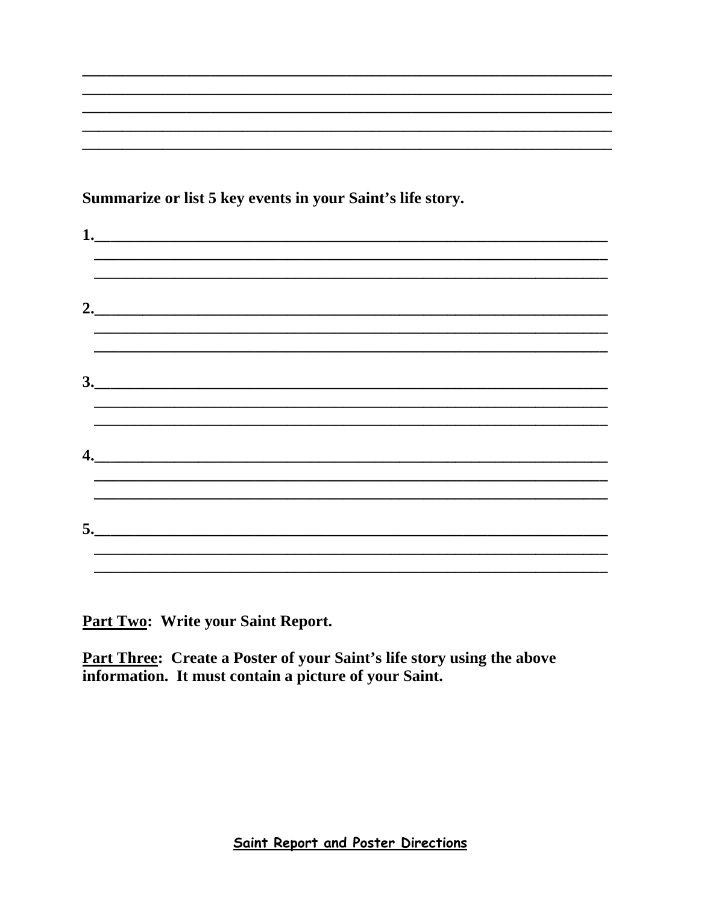\_\_\_\_\_\_\_\_\_\_\_\_\_\_\_\_\_\_\_\_\_\_\_\_\_\_\_\_\_\_\_\_\_\_\_\_\_\_\_\_\_\_\_\_\_\_\_\_\_\_\_\_\_\_\_\_\_\_\_\_\_\_
\_\_\_\_\_\_\_\_\_\_\_\_\_\_\_\_\_\_\_\_\_\_\_\_\_\_\_\_\_\_\_\_\_\_\_\_\_\_\_\_\_\_\_\_\_\_\_\_\_\_\_\_\_\_\_\_\_\_\_\_\_\_
\_\_\_\_\_\_\_\_\_\_\_\_\_\_\_\_\_\_\_\_\_\_\_\_\_\_\_\_\_\_\_\_\_\_\_\_\_\_\_\_\_\_\_\_\_\_\_\_\_\_\_\_\_\_\_\_\_\_\_\_\_\_
\_\_\_\_\_\_\_\_\_\_\_\_\_\_\_\_\_\_\_\_\_\_\_\_\_\_\_\_\_\_\_\_\_\_\_\_\_\_\_\_\_\_\_\_\_\_\_\_\_\_\_\_\_\_\_\_\_\_\_\_\_\_
\_\_\_\_\_\_\_\_\_\_\_\_\_\_\_\_\_\_\_\_\_\_\_\_\_\_\_\_\_\_\_\_\_\_\_\_\_\_\_\_\_\_\_\_\_\_\_\_\_\_\_\_\_\_\_\_\_\_\_\_\_\_

**Summarize or list 5 key events in your Saint's life story.**

**1.**\_\_\_\_\_\_\_\_\_\_\_\_\_\_\_\_\_\_\_\_\_\_\_\_\_\_\_\_\_\_\_\_\_\_\_\_\_\_\_\_\_\_\_\_\_\_\_\_\_\_\_\_\_\_\_\_\_\_\_\_
\_\_\_\_\_\_\_\_\_\_\_\_\_\_\_\_\_\_\_\_\_\_\_\_\_\_\_\_\_\_\_\_\_\_\_\_\_\_\_\_\_\_\_\_\_\_\_\_\_\_\_\_\_\_\_\_\_\_\_\_\_
\_\_\_\_\_\_\_\_\_\_\_\_\_\_\_\_\_\_\_\_\_\_\_\_\_\_\_\_\_\_\_\_\_\_\_\_\_\_\_\_\_\_\_\_\_\_\_\_\_\_\_\_\_\_\_\_\_\_\_\_\_

**2.**\_\_\_\_\_\_\_\_\_\_\_\_\_\_\_\_\_\_\_\_\_\_\_\_\_\_\_\_\_\_\_\_\_\_\_\_\_\_\_\_\_\_\_\_\_\_\_\_\_\_\_\_\_\_\_\_\_\_\_\_
\_\_\_\_\_\_\_\_\_\_\_\_\_\_\_\_\_\_\_\_\_\_\_\_\_\_\_\_\_\_\_\_\_\_\_\_\_\_\_\_\_\_\_\_\_\_\_\_\_\_\_\_\_\_\_\_\_\_\_\_\_
\_\_\_\_\_\_\_\_\_\_\_\_\_\_\_\_\_\_\_\_\_\_\_\_\_\_\_\_\_\_\_\_\_\_\_\_\_\_\_\_\_\_\_\_\_\_\_\_\_\_\_\_\_\_\_\_\_\_\_\_\_

**3.**\_\_\_\_\_\_\_\_\_\_\_\_\_\_\_\_\_\_\_\_\_\_\_\_\_\_\_\_\_\_\_\_\_\_\_\_\_\_\_\_\_\_\_\_\_\_\_\_\_\_\_\_\_\_\_\_\_\_\_\_
\_\_\_\_\_\_\_\_\_\_\_\_\_\_\_\_\_\_\_\_\_\_\_\_\_\_\_\_\_\_\_\_\_\_\_\_\_\_\_\_\_\_\_\_\_\_\_\_\_\_\_\_\_\_\_\_\_\_\_\_\_
\_\_\_\_\_\_\_\_\_\_\_\_\_\_\_\_\_\_\_\_\_\_\_\_\_\_\_\_\_\_\_\_\_\_\_\_\_\_\_\_\_\_\_\_\_\_\_\_\_\_\_\_\_\_\_\_\_\_\_\_\_

**4.**\_\_\_\_\_\_\_\_\_\_\_\_\_\_\_\_\_\_\_\_\_\_\_\_\_\_\_\_\_\_\_\_\_\_\_\_\_\_\_\_\_\_\_\_\_\_\_\_\_\_\_\_\_\_\_\_\_\_\_\_
\_\_\_\_\_\_\_\_\_\_\_\_\_\_\_\_\_\_\_\_\_\_\_\_\_\_\_\_\_\_\_\_\_\_\_\_\_\_\_\_\_\_\_\_\_\_\_\_\_\_\_\_\_\_\_\_\_\_\_\_\_
\_\_\_\_\_\_\_\_\_\_\_\_\_\_\_\_\_\_\_\_\_\_\_\_\_\_\_\_\_\_\_\_\_\_\_\_\_\_\_\_\_\_\_\_\_\_\_\_\_\_\_\_\_\_\_\_\_\_\_\_\_

**5.**\_\_\_\_\_\_\_\_\_\_\_\_\_\_\_\_\_\_\_\_\_\_\_\_\_\_\_\_\_\_\_\_\_\_\_\_\_\_\_\_\_\_\_\_\_\_\_\_\_\_\_\_\_\_\_\_\_\_\_\_
\_\_\_\_\_\_\_\_\_\_\_\_\_\_\_\_\_\_\_\_\_\_\_\_\_\_\_\_\_\_\_\_\_\_\_\_\_\_\_\_\_\_\_\_\_\_\_\_\_\_\_\_\_\_\_\_\_\_\_\_\_
\_\_\_\_\_\_\_\_\_\_\_\_\_\_\_\_\_\_\_\_\_\_\_\_\_\_\_\_\_\_\_\_\_\_\_\_\_\_\_\_\_\_\_\_\_\_\_\_\_\_\_\_\_\_\_\_\_\_\_\_\_

**<u>Part Two</u>: Write your Saint Report.**

**<u>Part Three</u>: Create a Poster of your Saint's life story using the above information. It must contain a picture of your Saint.**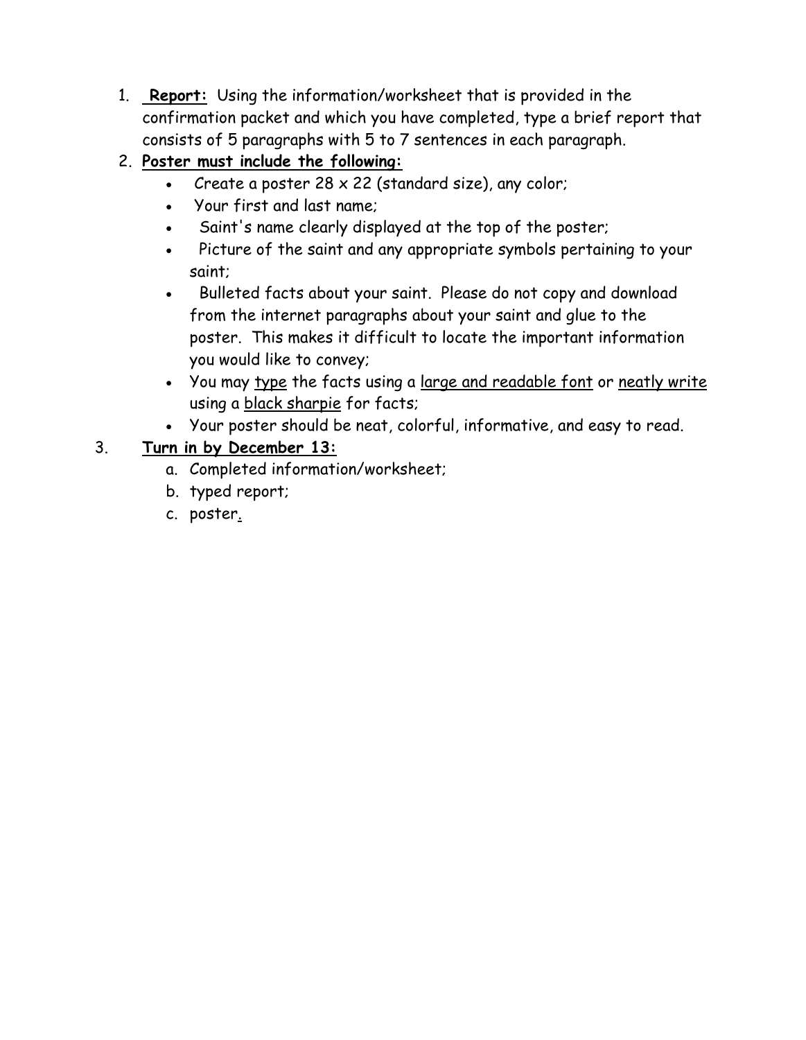1. **Report:** Using the information/worksheet that is provided in the confirmation packet and which you have completed, type a brief report that consists of 5 paragraphs with 5 to 7 sentences in each paragraph.
2. **Poster must include the following:**
   - Create a poster 28 x 22 (standard size), any color;
   - Your first and last name;
   - Saint's name clearly displayed at the top of the poster;
   - Picture of the saint and any appropriate symbols pertaining to your saint;
   - Bulleted facts about your saint. Please do not copy and download from the internet paragraphs about your saint and glue to the poster. This makes it difficult to locate the important information you would like to convey;
   - You may type the facts using a large and readable font or neatly write using a black sharpie for facts;
   - Your poster should be neat, colorful, informative, and easy to read.
3. **Turn in by December 13:**
   a. Completed information/worksheet;
   b. typed report;
   c. poster.